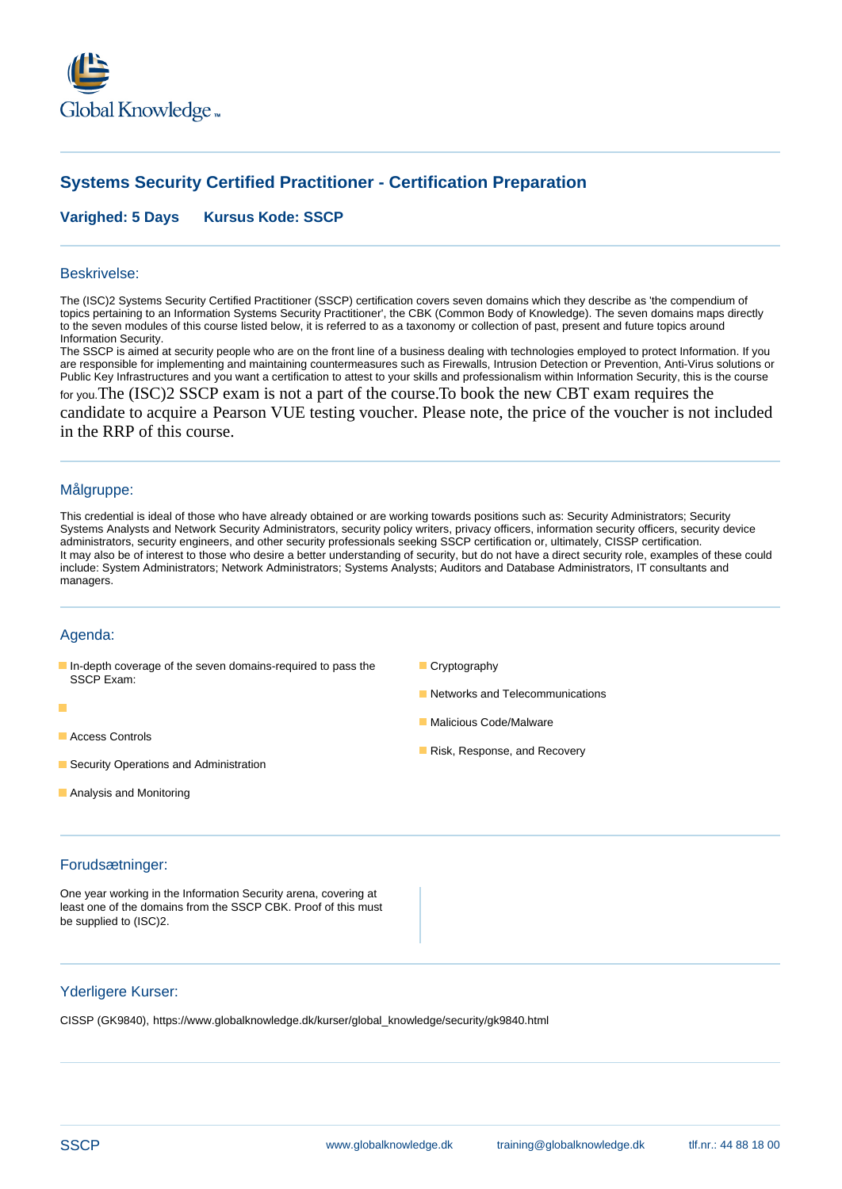Global Knowledge™

# Systems Security Certified Practitioner - Certification Preparation

**Varighed: 5 Days** **Kursus Kode: SSCP**

## Beskrivelse:

The (ISC)2 Systems Security Certified Practitioner (SSCP) certification covers seven domains which they describe as 'the compendium of topics pertaining to an Information Systems Security Practitioner', the CBK (Common Body of Knowledge). The seven domains maps directly to the seven modules of this course listed below, it is referred to as a taxonomy or collection of past, present and future topics around Information Security.
The SSCP is aimed at security people who are on the front line of a business dealing with technologies employed to protect Information. If you are responsible for implementing and maintaining countermeasures such as Firewalls, Intrusion Detection or Prevention, Anti-Virus solutions or Public Key Infrastructures and you want a certification to attest to your skills and professionalism within Information Security, this is the course for you.The (ISC)2 SSCP exam is not a part of the course.To book the new CBT exam requires the candidate to acquire a Pearson VUE testing voucher. Please note, the price of the voucher is not included in the RRP of this course.

## Målgruppe:

This credential is ideal of those who have already obtained or are working towards positions such as: Security Administrators; Security Systems Analysts and Network Security Administrators, security policy writers, privacy officers, information security officers, security device administrators, security engineers, and other security professionals seeking SSCP certification or, ultimately, CISSP certification.
It may also be of interest to those who desire a better understanding of security, but do not have a direct security role, examples of these could include: System Administrators; Network Administrators; Systems Analysts; Auditors and Database Administrators, IT consultants and managers.

## Agenda:

- In-depth coverage of the seven domains-required to pass the SSCP Exam:
- 
- Access Controls
- Security Operations and Administration
- Analysis and Monitoring
- Cryptography
- Networks and Telecommunications
- Malicious Code/Malware
- Risk, Response, and Recovery

## Forudsætninger:

One year working in the Information Security arena, covering at least one of the domains from the SSCP CBK. Proof of this must be supplied to (ISC)2.

## Yderligere Kurser:

CISSP (GK9840), https://www.globalknowledge.dk/kurser/global_knowledge/security/gk9840.html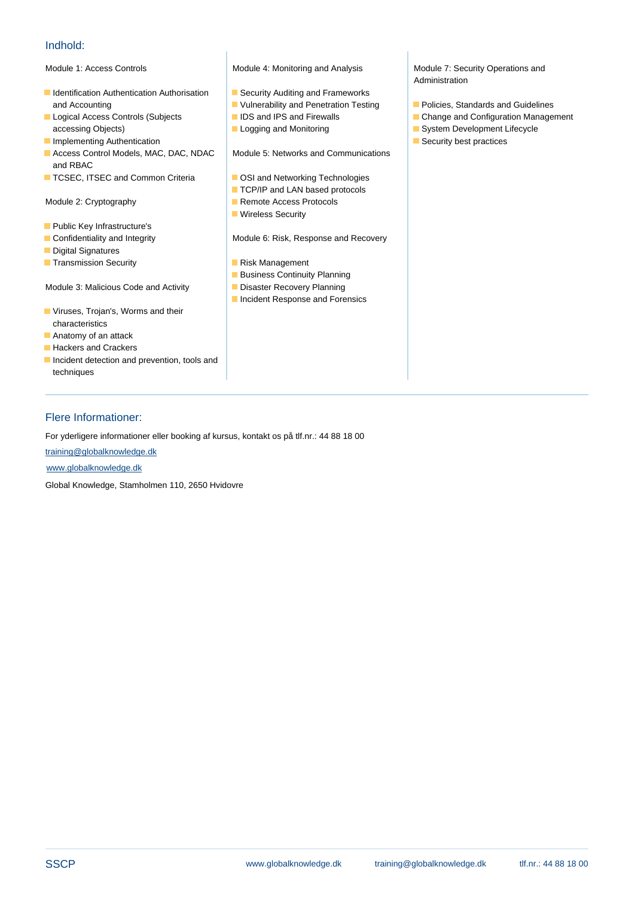## Indhold:

Module 1: Access Controls

- Identification Authentication Authorisation and Accounting
- Logical Access Controls (Subjects accessing Objects)
- Implementing Authentication
- Access Control Models, MAC, DAC, NDAC and RBAC
- TCSEC, ITSEC and Common Criteria

Module 2: Cryptography

- Public Key Infrastructure's
- Confidentiality and Integrity
- Digital Signatures
- Transmission Security

Module 3: Malicious Code and Activity

- Viruses, Trojan's, Worms and their characteristics
- Anatomy of an attack
- Hackers and Crackers
- Incident detection and prevention, tools and techniques

Module 4: Monitoring and Analysis

- Security Auditing and Frameworks
- Vulnerability and Penetration Testing
- IDS and IPS and Firewalls
- Logging and Monitoring

Module 5: Networks and Communications

- OSI and Networking Technologies
- TCP/IP and LAN based protocols
- Remote Access Protocols
- Wireless Security

Module 6: Risk, Response and Recovery

- Risk Management
- Business Continuity Planning
- Disaster Recovery Planning
- Incident Response and Forensics

Module 7: Security Operations and Administration

- Policies, Standards and Guidelines
- Change and Configuration Management
- System Development Lifecycle
- Security best practices

## Flere Informationer:

For yderligere informationer eller booking af kursus, kontakt os på tlf.nr.: 44 88 18 00

training@globalknowledge.dk

www.globalknowledge.dk

Global Knowledge, Stamholmen 110, 2650 Hvidovre